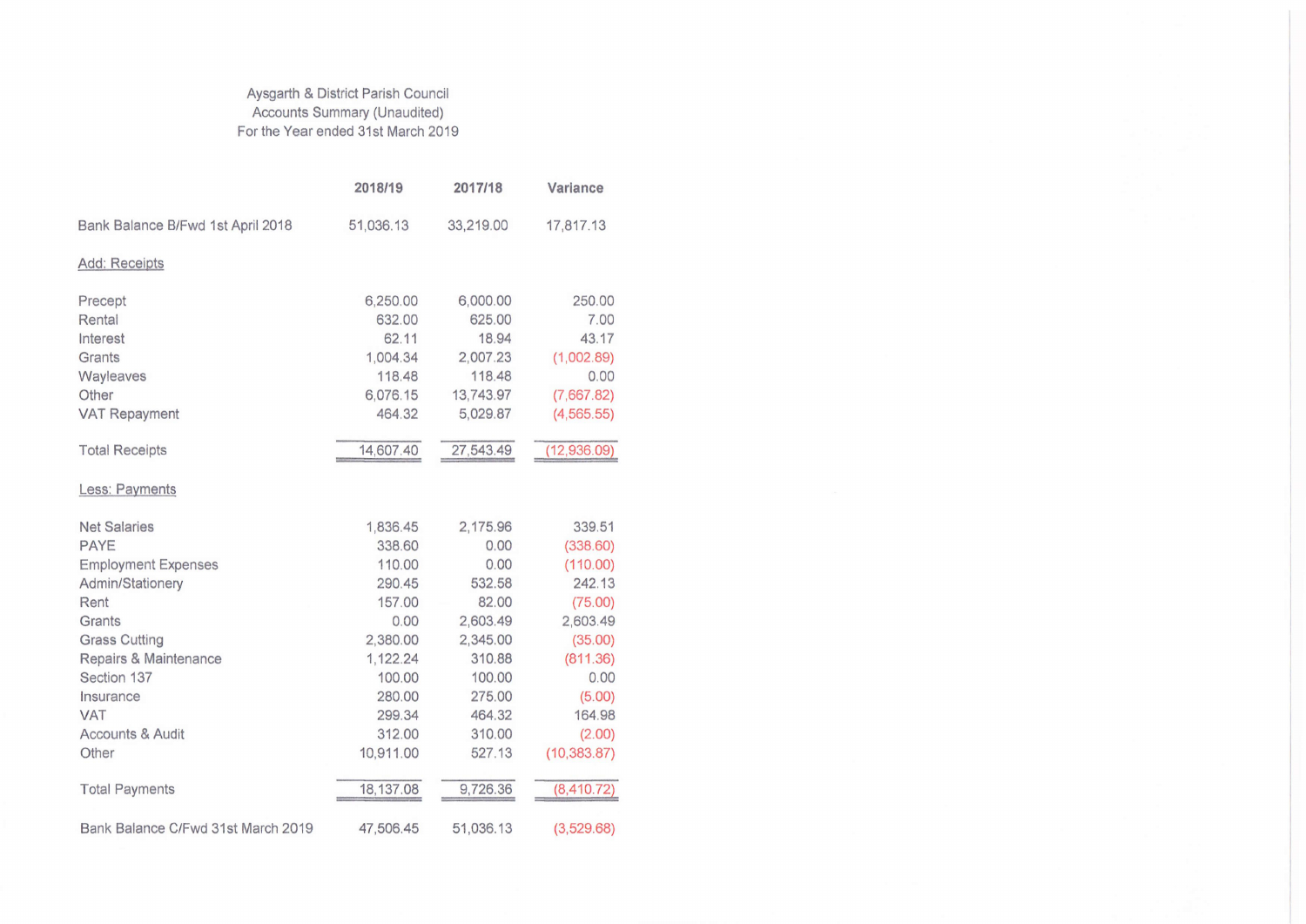Aysgarth & District Parish Council
Accounts Summary (Unaudited)
For the Year ended 31st March 2019

| | 2018/19 | 2017/18 | Variance |
|---|---|---|---|
| Bank Balance B/Fwd 1st April 2018 | 51,036.13 | 33,219.00 | 17,817.13 |
| Add: Receipts | | | |
| Precept | 6,250.00 | 6,000.00 | 250.00 |
| Rental | 632.00 | 625.00 | 7.00 |
| Interest | 62.11 | 18.94 | 43.17 |
| Grants | 1,004.34 | 2,007.23 | (1,002.89) |
| Wayleaves | 118.48 | 118.48 | 0.00 |
| Other | 6,076.15 | 13,743.97 | (7,667.82) |
| VAT Repayment | 464.32 | 5,029.87 | (4,565.55) |
| Total Receipts | 14,607.40 | 27,543.49 | (12,936.09) |
| Less: Payments | | | |
| Net Salaries | 1,836.45 | 2,175.96 | 339.51 |
| PAYE | 338.60 | 0.00 | (338.60) |
| Employment Expenses | 110.00 | 0.00 | (110.00) |
| Admin/Stationery | 290.45 | 532.58 | 242.13 |
| Rent | 157.00 | 82.00 | (75.00) |
| Grants | 0.00 | 2,603.49 | 2,603.49 |
| Grass Cutting | 2,380.00 | 2,345.00 | (35.00) |
| Repairs & Maintenance | 1,122.24 | 310.88 | (811.36) |
| Section 137 | 100.00 | 100.00 | 0.00 |
| Insurance | 280.00 | 275.00 | (5.00) |
| VAT | 299.34 | 464.32 | 164.98 |
| Accounts & Audit | 312.00 | 310.00 | (2.00) |
| Other | 10,911.00 | 527.13 | (10,383.87) |
| Total Payments | 18,137.08 | 9,726.36 | (8,410.72) |
| Bank Balance C/Fwd 31st March 2019 | 47,506.45 | 51,036.13 | (3,529.68) |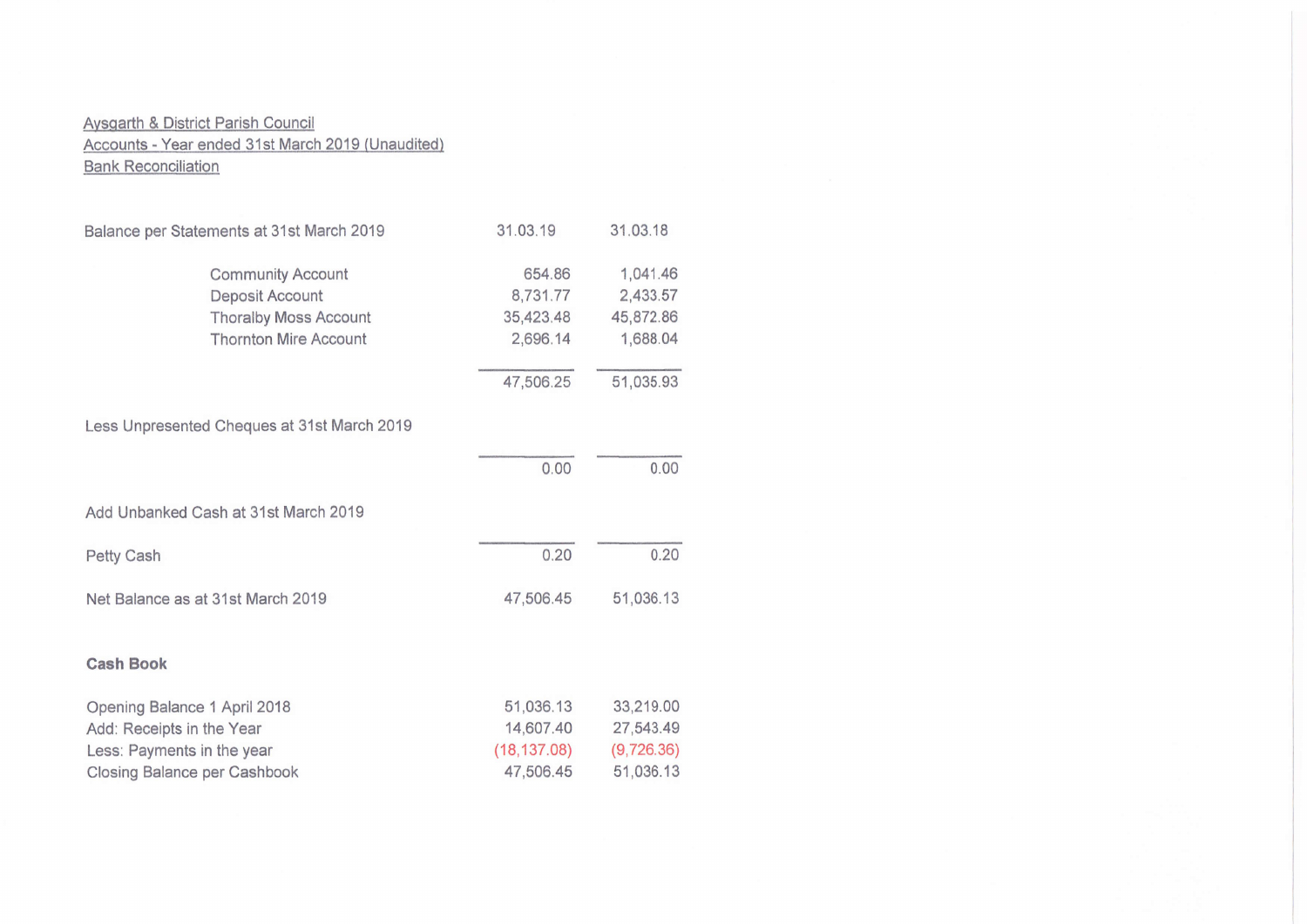Aysgarth & District Parish Council
Accounts - Year ended 31st March 2019 (Unaudited)
Bank Reconciliation

| Balance per Statements at 31st March 2019 | 31.03.19 | 31.03.18 |
|---|---|---|
| Community Account | 654.86 | 1,041.46 |
| Deposit Account | 8,731.77 | 2,433.57 |
| Thoralby Moss Account | 35,423.48 | 45,872.86 |
| Thornton Mire Account | 2,696.14 | 1,688.04 |
| | 47,506.25 | 51,035.93 |
| Less Unpresented Cheques at 31st March 2019 | | |
| | 0.00 | 0.00 |
| Add Unbanked Cash at 31st March 2019 | | |
| Petty Cash | 0.20 | 0.20 |
| Net Balance as at 31st March 2019 | 47,506.45 | 51,036.13 |

**Cash Book**

| | | |
|---|---|---|
| Opening Balance 1 April 2018 | 51,036.13 | 33,219.00 |
| Add: Receipts in the Year | 14,607.40 | 27,543.49 |
| Less: Payments in the year | (18,137.08) | (9,726.36) |
| Closing Balance per Cashbook | 47,506.45 | 51,036.13 |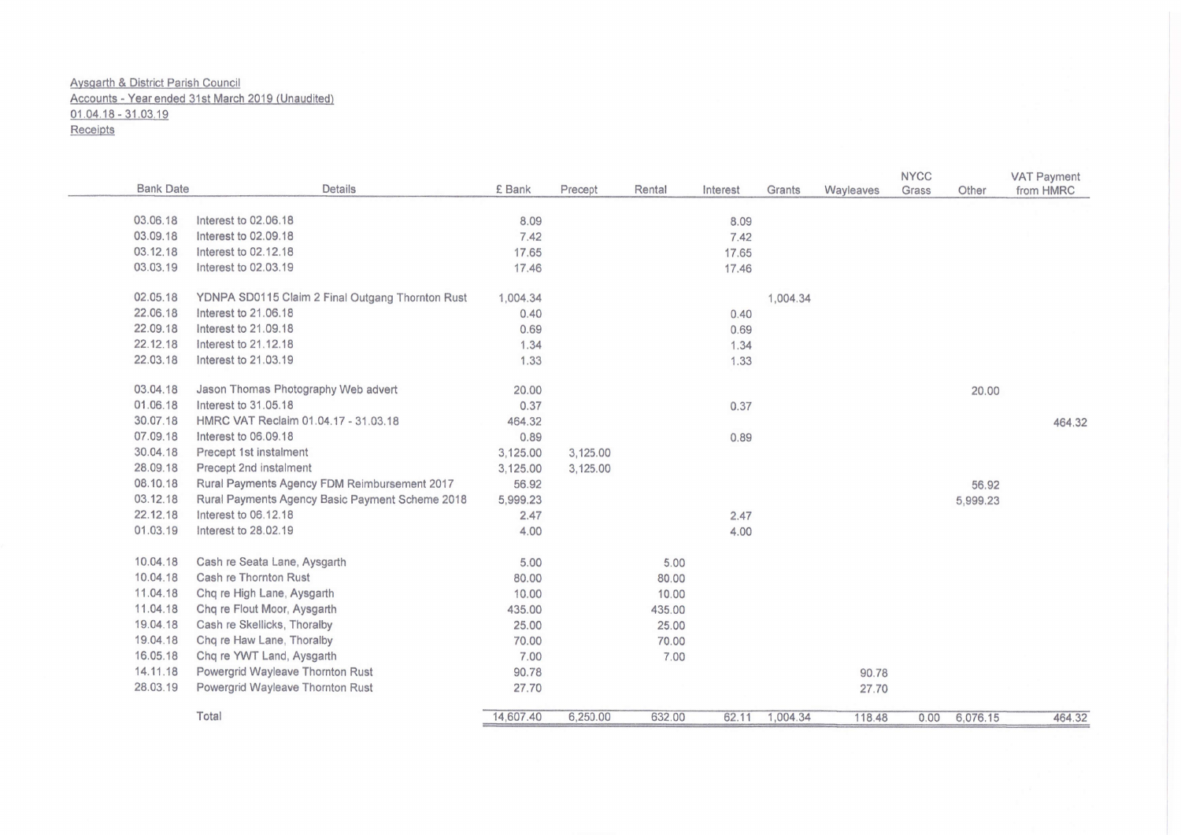Aysgarth & District Parish Council
Accounts - Year ended 31st March 2019 (Unaudited)
01.04.18 - 31.03.19
Receipts

| Bank Date | Details | £ Bank | Precept | Rental | Interest | Grants | Wayleaves | NYCC Grass | Other | VAT Payment from HMRC |
|---|---|---|---|---|---|---|---|---|---|---|
| 03.06.18 | Interest to 02.06.18 | 8.09 | | | 8.09 | | | | | |
| 03.09.18 | Interest to 02.09.18 | 7.42 | | | 7.42 | | | | | |
| 03.12.18 | Interest to 02.12.18 | 17.65 | | | 17.65 | | | | | |
| 03.03.19 | Interest to 02.03.19 | 17.46 | | | 17.46 | | | | | |
| 02.05.18 | YDNPA SD0115 Claim 2 Final Outgang Thornton Rust | 1,004.34 | | | | 1,004.34 | | | | |
| 22.06.18 | Interest to 21.06.18 | 0.40 | | | 0.40 | | | | | |
| 22.09.18 | Interest to 21.09.18 | 0.69 | | | 0.69 | | | | | |
| 22.12.18 | Interest to 21.12.18 | 1.34 | | | 1.34 | | | | | |
| 22.03.18 | Interest to 21.03.19 | 1.33 | | | 1.33 | | | | | |
| 03.04.18 | Jason Thomas Photography Web advert | 20.00 | | | | | | | 20.00 | |
| 01.06.18 | Interest to 31.05.18 | 0.37 | | | 0.37 | | | | | |
| 30.07.18 | HMRC VAT Reclaim 01.04.17 - 31.03.18 | 464.32 | | | | | | | | 464.32 |
| 07.09.18 | Interest to 06.09.18 | 0.89 | | | 0.89 | | | | | |
| 30.04.18 | Precept 1st instalment | 3,125.00 | 3,125.00 | | | | | | | |
| 28.09.18 | Precept 2nd instalment | 3,125.00 | 3,125.00 | | | | | | | |
| 08.10.18 | Rural Payments Agency FDM Reimbursement 2017 | 56.92 | | | | | | | 56.92 | |
| 03.12.18 | Rural Payments Agency Basic Payment Scheme 2018 | 5,999.23 | | | | | | | 5,999.23 | |
| 22.12.18 | Interest to 06.12.18 | 2.47 | | | 2.47 | | | | | |
| 01.03.19 | Interest to 28.02.19 | 4.00 | | | 4.00 | | | | | |
| 10.04.18 | Cash re Seata Lane, Aysgarth | 5.00 | | 5.00 | | | | | | |
| 10.04.18 | Cash re Thornton Rust | 80.00 | | 80.00 | | | | | | |
| 11.04.18 | Chq re High Lane, Aysgarth | 10.00 | | 10.00 | | | | | | |
| 11.04.18 | Chq re Flout Moor, Aysgarth | 435.00 | | 435.00 | | | | | | |
| 19.04.18 | Cash re Skellicks, Thoralby | 25.00 | | 25.00 | | | | | | |
| 19.04.18 | Chq re Haw Lane, Thoralby | 70.00 | | 70.00 | | | | | | |
| 16.05.18 | Chq re YWT Land, Aysgarth | 7.00 | | 7.00 | | | | | | |
| 14.11.18 | Powergrid Wayleave Thornton Rust | 90.78 | | | | | 90.78 | | | |
| 28.03.19 | Powergrid Wayleave Thornton Rust | 27.70 | | | | | 27.70 | | | |
| | Total | 14,607.40 | 6,250.00 | 632.00 | 62.11 | 1,004.34 | 118.48 | 0.00 | 6,076.15 | 464.32 |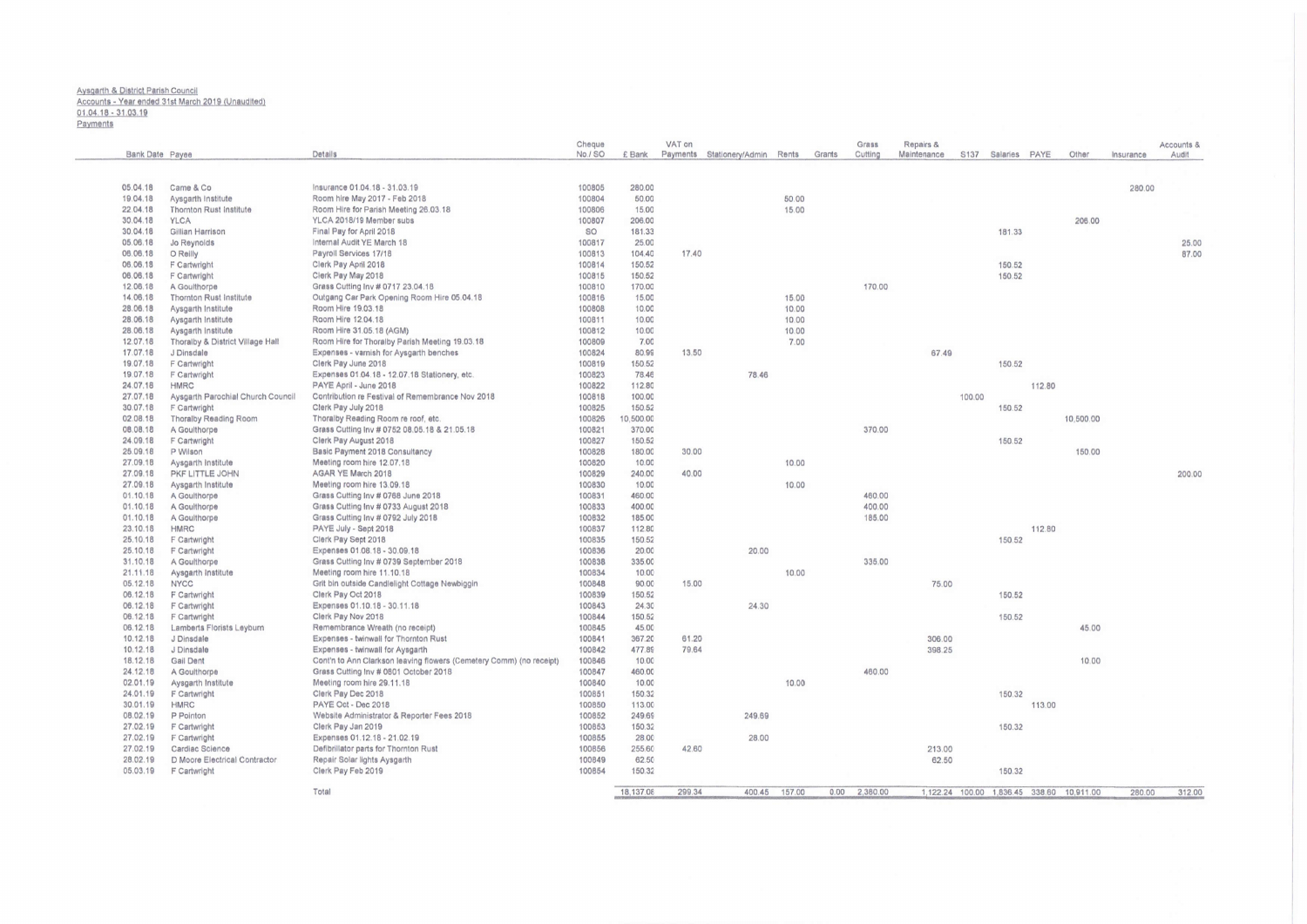Aysgarth & District Parish Council
Accounts - Year ended 31st March 2019 (Unaudited)
01.04.18 - 31.03.19
Payments

| Bank Date | Payee | Details | Cheque No./ SO | £ Bank | VAT on Payments | Stationery/Admin | Rents | Grants | Grass Cutting | Repairs & Maintenance | S137 | Salaries | PAYE | Other | Insurance | Accounts & Audit |
|---|---|---|---|---|---|---|---|---|---|---|---|---|---|---|---|---|
| 05.04.18 | Carne & Co | Insurance 01.04.18 - 31.03.19 | 100805 | 280.00 | | | | | | | | | | | 280.00 | |
| 19.04.18 | Aysgarth Institute | Room hire May 2017 - Feb 2018 | 100804 | 50.00 | | | 50.00 | | | | | | | | | |
| 22.04.18 | Thornton Rust Institute | Room Hire for Parish Meeting 26.03.18 | 100806 | 15.00 | | | 15.00 | | | | | | | | | |
| 30.04.18 | YLCA | YLCA 2018/19 Member subs | 100807 | 206.00 | | | | | | | | | | 206.00 | | |
| 30.04.18 | Gillian Harrison | Final Pay for April 2018 | SO | 181.33 | | | | | | | | 181.33 | | | | |
| 05.06.18 | Jo Reynolds | Internal Audit YE March 18 | 100817 | 25.00 | | | | | | | | | | | | 25.00 |
| 06.06.18 | O Reilly | Payroll Services 17/18 | 100813 | 104.40 | 17.40 | | | | | | | | | | | 87.00 |
| 06.06.18 | F Cartwright | Clerk Pay April 2018 | 100814 | 150.52 | | | | | | | | 150.52 | | | | |
| 06.06.18 | F Cartwright | Clerk Pay May 2018 | 100815 | 150.52 | | | | | | | | 150.52 | | | | |
| 12.06.18 | A Goulthorpe | Grass Cutting Inv # 0717 23.04.18 | 100810 | 170.00 | | | | | 170.00 | | | | | | | |
| 14.06.18 | Thornton Rust Institute | Outgang Car Park Opening Room Hire 05.04.18 | 100816 | 15.00 | | | 15.00 | | | | | | | | | |
| 28.06.18 | Aysgarth Institute | Room Hire 19.03.18 | 100808 | 10.00 | | | 10.00 | | | | | | | | | |
| 28.06.18 | Aysgarth Institute | Room Hire 12.04.18 | 100811 | 10.00 | | | 10.00 | | | | | | | | | |
| 28.06.18 | Aysgarth Institute | Room Hire 31.05.18 (AGM) | 100812 | 10.00 | | | 10.00 | | | | | | | | | |
| 12.07.18 | Thoralby & District Village Hall | Room Hire for Thoralby Parish Meeting 19.03.18 | 100809 | 7.00 | | | 7.00 | | | | | | | | | |
| 17.07.18 | J Dinsdale | Expenses - varnish for Aysgarth benches | 100824 | 80.99 | 13.50 | | | | | 67.49 | | | | | | |
| 19.07.18 | F Cartwright | Clerk Pay June 2018 | 100819 | 150.52 | | | | | | | | 150.52 | | | | |
| 19.07.18 | F Cartwright | Expenses 01.04.18 - 12.07.18 Stationery, etc. | 100823 | 78.46 | | 78.46 | | | | | | | | | | |
| 24.07.18 | HMRC | PAYE April - June 2018 | 100822 | 112.80 | | | | | | | | | 112.80 | | | |
| 27.07.18 | Aysgarth Parochial Church Council | Contribution re Festival of Remembrance Nov 2018 | 100818 | 100.00 | | | | | | | 100.00 | | | | | |
| 30.07.18 | F Cartwright | Clerk Pay July 2018 | 100825 | 150.52 | | | | | | | | 150.52 | | | | |
| 02.08.18 | Thoralby Reading Room | Thoralby Reading Room re roof, etc. | 100826 | 10,500.00 | | | | | | | | | | 10,500.00 | | |
| 08.08.18 | A Goulthorpe | Grass Cutting Inv # 0752 08.05.18 & 21.05.18 | 100821 | 370.00 | | | | | 370.00 | | | | | | | |
| 24.09.18 | F Cartwright | Clerk Pay August 2018 | 100827 | 150.52 | | | | | | | | 150.52 | | | | |
| 25.09.18 | P Wilson | Basic Payment 2018 Consultancy | 100828 | 180.00 | 30.00 | | | | | | | | | 150.00 | | |
| 27.09.18 | Aysgarth Institute | Meeting room hire 12.07.18 | 100820 | 10.00 | | | 10.00 | | | | | | | | | |
| 27.09.18 | PKF LITTLE JOHN | AGAR YE March 2018 | 100829 | 240.00 | 40.00 | | | | | | | | | | | 200.00 |
| 27.09.18 | Aysgarth Institute | Meeting room hire 13.09.18 | 100830 | 10.00 | | | 10.00 | | | | | | | | | |
| 01.10.18 | A Goulthorpe | Grass Cutting Inv # 0768 June 2018 | 100831 | 460.00 | | | | | 460.00 | | | | | | | |
| 01.10.18 | A Goulthorpe | Grass Cutting Inv # 0733 August 2018 | 100833 | 400.00 | | | | | 400.00 | | | | | | | |
| 01.10.18 | A Goulthorpe | Grass Cutting Inv # 0792 July 2018 | 100832 | 185.00 | | | | | 185.00 | | | | | | | |
| 23.10.18 | HMRC | PAYE July - Sept 2018 | 100837 | 112.80 | | | | | | | | | 112.80 | | | |
| 25.10.18 | F Cartwright | Clerk Pay Sept 2018 | 100835 | 150.52 | | | | | | | | 150.52 | | | | |
| 25.10.18 | F Cartwright | Expenses 01.08.18 - 30.09.18 | 100836 | 20.00 | | 20.00 | | | | | | | | | | |
| 31.10.18 | A Goulthorpe | Grass Cutting Inv # 0739 September 2018 | 100838 | 335.00 | | | | | 335.00 | | | | | | | |
| 21.11.18 | Aysgarth Institute | Meeting room hire 11.10.18 | 100834 | 10.00 | | | 10.00 | | | | | | | | | |
| 05.12.18 | NYCC | Grit bin outside Candlelight Cottage Newbiggin | 100848 | 90.00 | 15.00 | | | | | 75.00 | | | | | | |
| 06.12.18 | F Cartwright | Clerk Pay Oct 2018 | 100839 | 150.52 | | | | | | | | 150.52 | | | | |
| 06.12.18 | F Cartwright | Expenses 01.10.18 - 30.11.18 | 100843 | 24.30 | | 24.30 | | | | | | | | | | |
| 06.12.18 | F Cartwright | Clerk Pay Nov 2018 | 100844 | 150.52 | | | | | | | | 150.52 | | | | |
| 06.12.18 | Lamberts Florists Leyburn | Remembrance Wreath (no receipt) | 100845 | 45.00 | | | | | | | | | | 45.00 | | |
| 10.12.18 | J Dinsdale | Expenses - twinwall for Thornton Rust | 100841 | 367.20 | 61.20 | | | | | 306.00 | | | | | | |
| 10.12.18 | J Dinsdale | Expenses - twinwall for Aysgarth | 100842 | 477.89 | 79.64 | | | | | 398.25 | | | | | | |
| 18.12.18 | Gail Dent | Cont'n to Ann Clarkson leaving flowers (Cemetery Comm) (no receipt) | 100846 | 10.00 | | | | | | | | | | 10.00 | | |
| 24.12.18 | A Goulthorpe | Grass Cutting Inv # 0801 October 2018 | 100847 | 460.00 | | | | | 460.00 | | | | | | | |
| 02.01.19 | Aysgarth Institute | Meeting room hire 29.11.18 | 100840 | 10.00 | | | 10.00 | | | | | | | | | |
| 24.01.19 | F Cartwright | Clerk Pay Dec 2018 | 100851 | 150.32 | | | | | | | | 150.32 | | | | |
| 30.01.19 | HMRC | PAYE Oct - Dec 2018 | 100850 | 113.00 | | | | | | | | | 113.00 | | | |
| 08.02.19 | P Pointon | Website Administrator & Reporter Fees 2018 | 100852 | 249.69 | | 249.69 | | | | | | | | | | |
| 27.02.19 | F Cartwright | Clerk Pay Jan 2019 | 100853 | 150.32 | | | | | | | | 150.32 | | | | |
| 27.02.19 | F Cartwright | Expenses 01.12.18 - 21.02.19 | 100855 | 28.00 | | 28.00 | | | | | | | | | | |
| 27.02.19 | Cardiac Science | Defibrillator parts for Thornton Rust | 100856 | 255.60 | 42.60 | | | | | 213.00 | | | | | | |
| 28.02.19 | D Moore Electrical Contractor | Repair Solar lights Aysgarth | 100849 | 62.50 | | | | | | 62.50 | | | | | | |
| 05.03.19 | F Cartwright | Clerk Pay Feb 2019 | 100854 | 150.32 | | | | | | | | 150.32 | | | | |
| | | Total | | 18,137.08 | 299.34 | 400.45 | 157.00 | 0.00 | 2,380.00 | 1,122.24 | 100.00 | 1,836.45 | 338.60 | 10,911.00 | 280.00 | 312.00 |